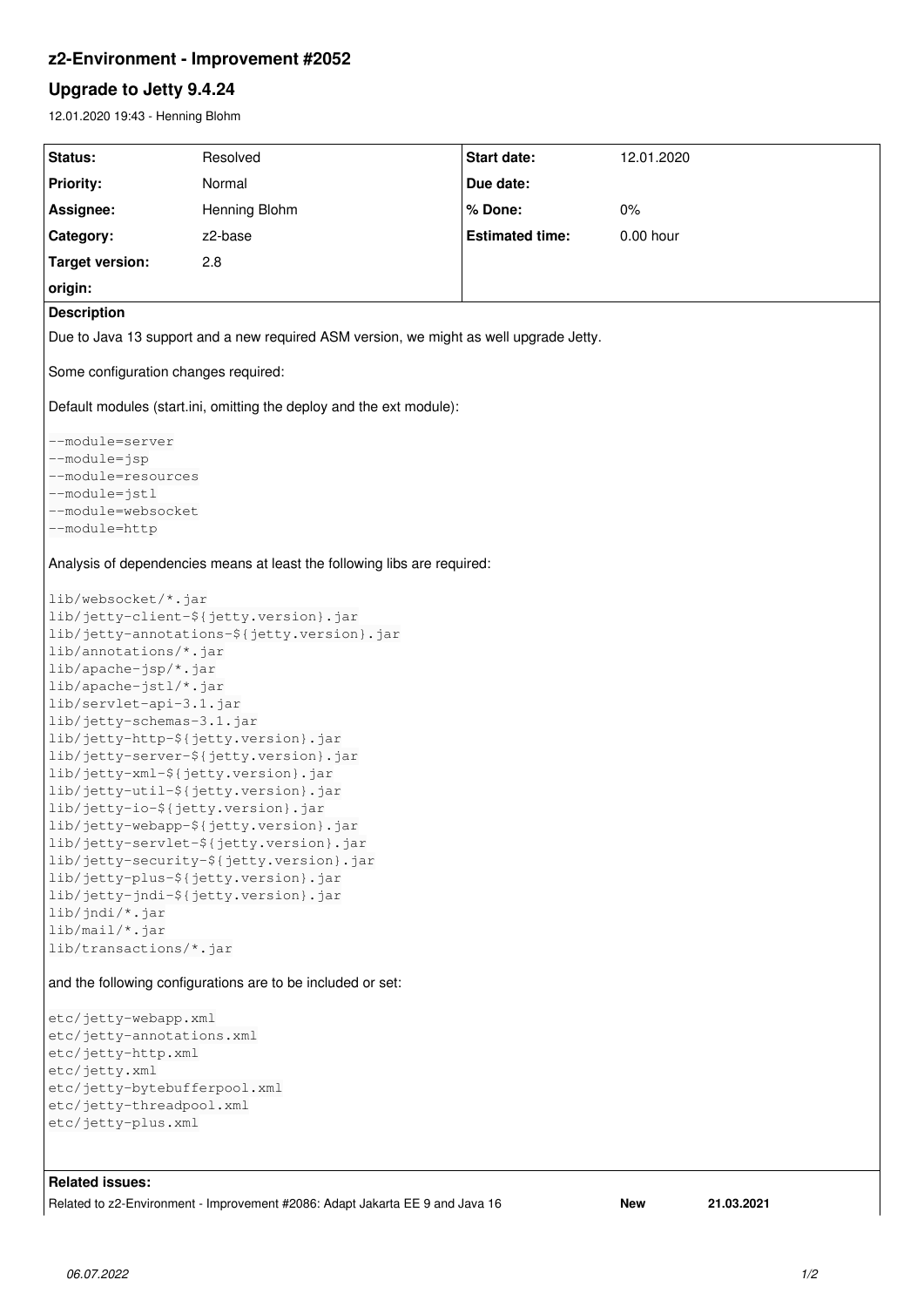# z2-Environment - Improvement #2052

## Upgrade to Jetty 9.4.24

12.01.2020 19:43 - Henning Blohm

| | | | |
|---|---|---|---|
| **Status:** | Resolved | **Start date:** | 12.01.2020 |
| **Priority:** | Normal | **Due date:** | |
| **Assignee:** | Henning Blohm | **% Done:** | 0% |
| **Category:** | z2-base | **Estimated time:** | 0.00 hour |
| **Target version:** | 2.8 | | |
| **origin:** | | | |

**Description**

Due to Java 13 support and a new required ASM version, we might as well upgrade Jetty.

Some configuration changes required:

Default modules (start.ini, omitting the deploy and the ext module):

```
--module=server
--module=jsp
--module=resources
--module=jstl
--module=websocket
--module=http
```

Analysis of dependencies means at least the following libs are required:

```
lib/websocket/*.jar
lib/jetty-client-${jetty.version}.jar
lib/jetty-annotations-${jetty.version}.jar
lib/annotations/*.jar
lib/apache-jsp/*.jar
lib/apache-jstl/*.jar
lib/servlet-api-3.1.jar
lib/jetty-schemas-3.1.jar
lib/jetty-http-${jetty.version}.jar
lib/jetty-server-${jetty.version}.jar
lib/jetty-xml-${jetty.version}.jar
lib/jetty-util-${jetty.version}.jar
lib/jetty-io-${jetty.version}.jar
lib/jetty-webapp-${jetty.version}.jar
lib/jetty-servlet-${jetty.version}.jar
lib/jetty-security-${jetty.version}.jar
lib/jetty-plus-${jetty.version}.jar
lib/jetty-jndi-${jetty.version}.jar
lib/jndi/*.jar
lib/mail/*.jar
lib/transactions/*.jar
```

and the following configurations are to be included or set:

```
etc/jetty-webapp.xml
etc/jetty-annotations.xml
etc/jetty-http.xml
etc/jetty.xml
etc/jetty-bytebufferpool.xml
etc/jetty-threadpool.xml
etc/jetty-plus.xml
```

**Related issues:**

| | | |
|---|---|---|
| Related to z2-Environment - Improvement #2086: Adapt Jakarta EE 9 and Java 16 | **New** | **21.03.2021** |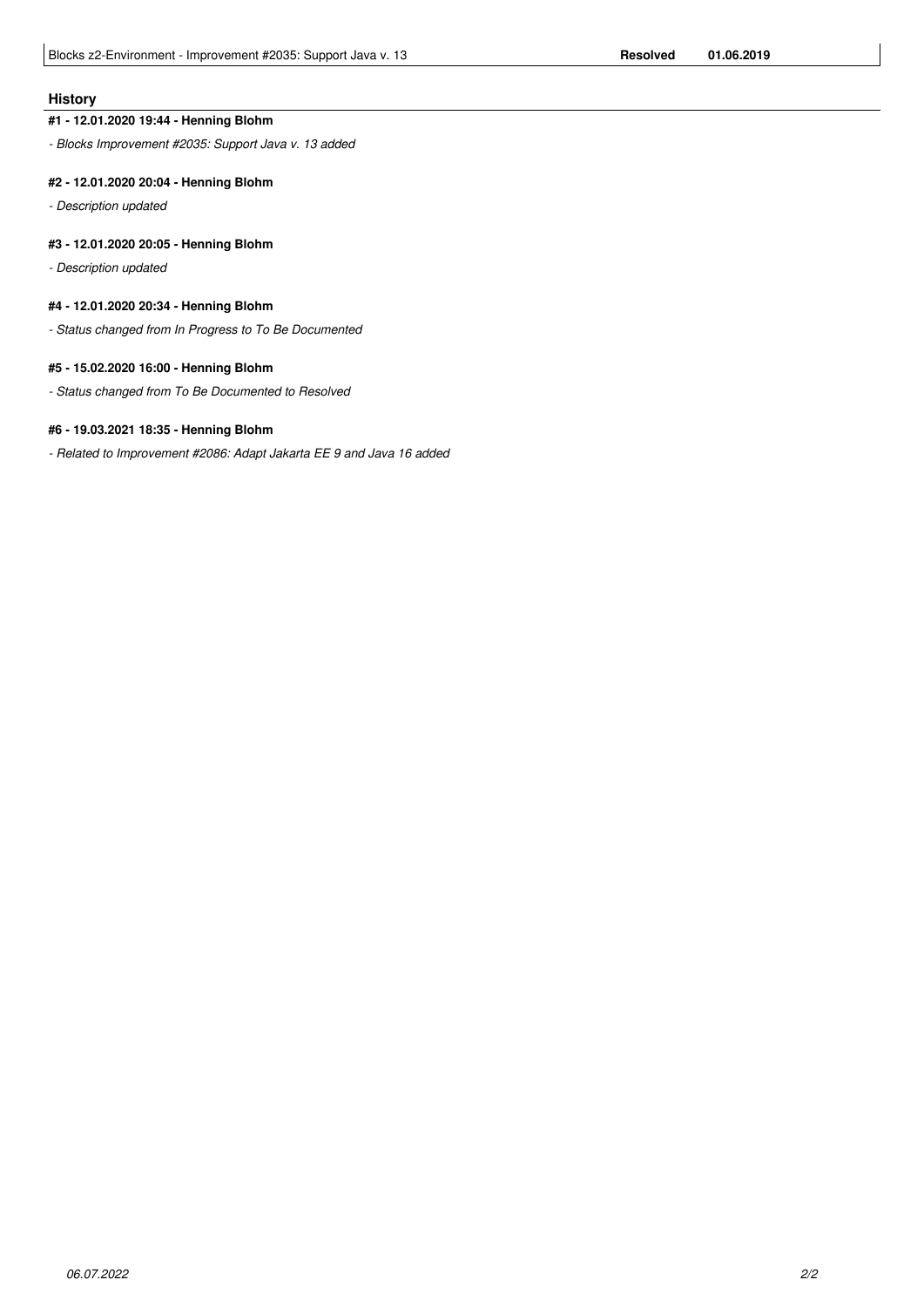## History

#### #1 - 12.01.2020 19:44 - Henning Blohm

*- Blocks Improvement #2035: Support Java v. 13 added*

#### #2 - 12.01.2020 20:04 - Henning Blohm

*- Description updated*

#### #3 - 12.01.2020 20:05 - Henning Blohm

*- Description updated*

#### #4 - 12.01.2020 20:34 - Henning Blohm

*- Status changed from In Progress to To Be Documented*

#### #5 - 15.02.2020 16:00 - Henning Blohm

*- Status changed from To Be Documented to Resolved*

#### #6 - 19.03.2021 18:35 - Henning Blohm

*- Related to Improvement #2086: Adapt Jakarta EE 9 and Java 16 added*